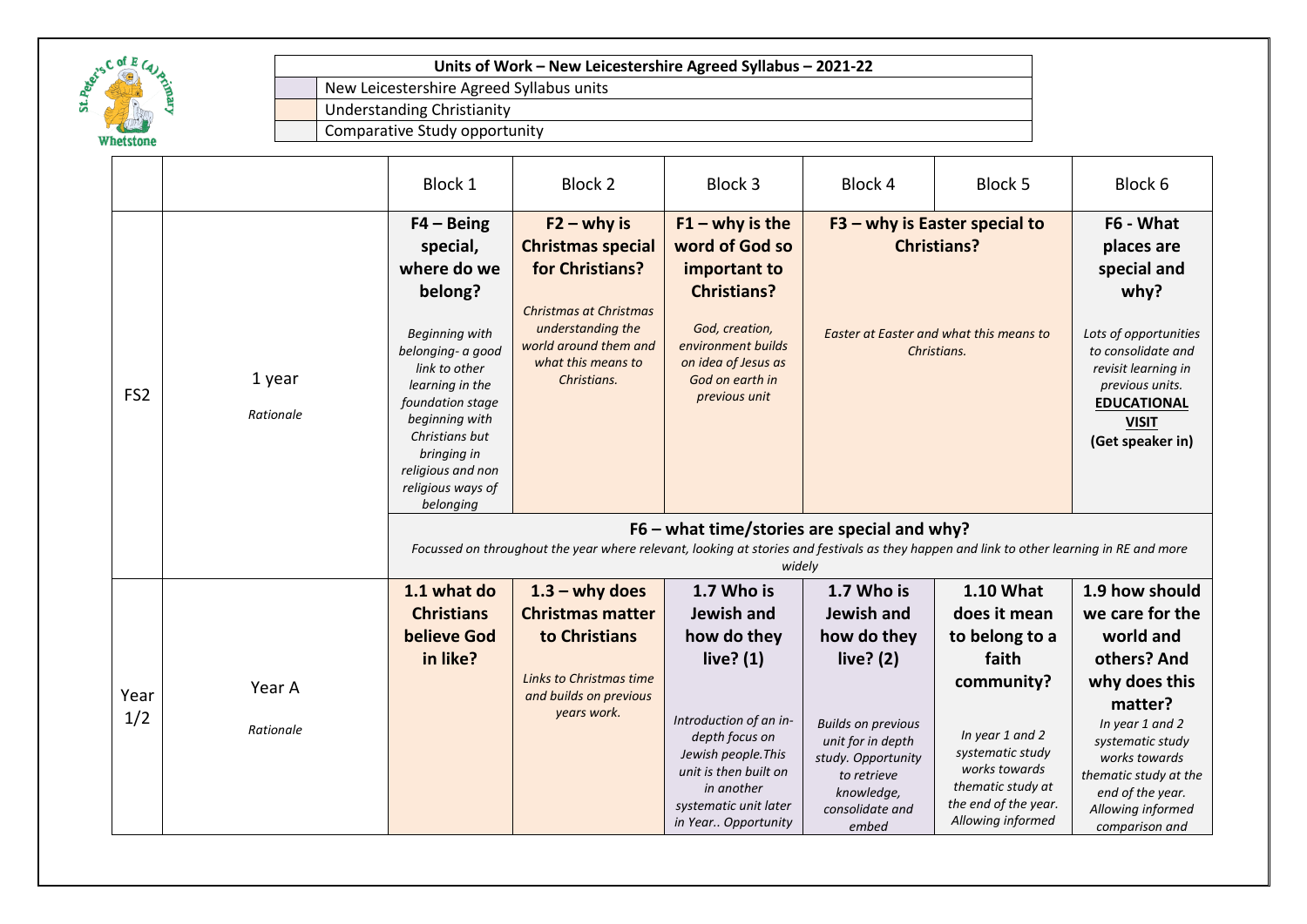# Units of Work – New Leicestershire Agreed Syllabus – 2021-22

| Key | |
|---|---|
| | New Leicestershire Agreed Syllabus units |
| | Understanding Christianity |
| | Comparative Study opportunity |

| | | Block 1 | Block 2 | Block 3 | Block 4 | Block 5 | Block 6 |
|---|---|---|---|---|---|---|---|
| FS2 | 1 year<br>*Rationale* | **F4 – Being special, where do we belong?**<br>*Beginning with belonging- a good link to other learning in the foundation stage beginning with Christians but bringing in religious and non religious ways of belonging* | **F2 – why is Christmas special for Christians?**<br>*Christmas at Christmas understanding the world around them and what this means to Christians.* | **F1 – why is the word of God so important to Christians?**<br>*God, creation, environment builds on idea of Jesus as God on earth in previous unit* | **F3 – why is Easter special to Christians?**<br>*Easter at Easter and what this means to Christians.* | | **F6 - What places are special and why?**<br>*Lots of opportunities to consolidate and revisit learning in previous units.*<br>**EDUCATIONAL VISIT**<br>**(Get speaker in)** |
| | | **F6 – what time/stories are special and why?**<br>*Focussed on throughout the year where relevant, looking at stories and festivals as they happen and link to other learning in RE and more widely* | | | | | |
| Year 1/2 | Year A<br>*Rationale* | **1.1 what do Christians believe God in like?** | **1.3 – why does Christmas matter to Christians**<br>*Links to Christmas time and builds on previous years work.* | **1.7 Who is Jewish and how do they live? (1)**<br>*Introduction of an in-depth focus on Jewish people.This unit is then built on in another systematic unit later in Year.. Opportunity* | **1.7 Who is Jewish and how do they live? (2)**<br>*Builds on previous unit for in depth study. Opportunity to retrieve knowledge, consolidate and embed* | **1.10 What does it mean to belong to a faith community?**<br>*In year 1 and 2 systematic study works towards thematic study at the end of the year. Allowing informed* | **1.9 how should we care for the world and others? And why does this matter?**<br>*In year 1 and 2 systematic study works towards thematic study at the end of the year. Allowing informed comparison and* |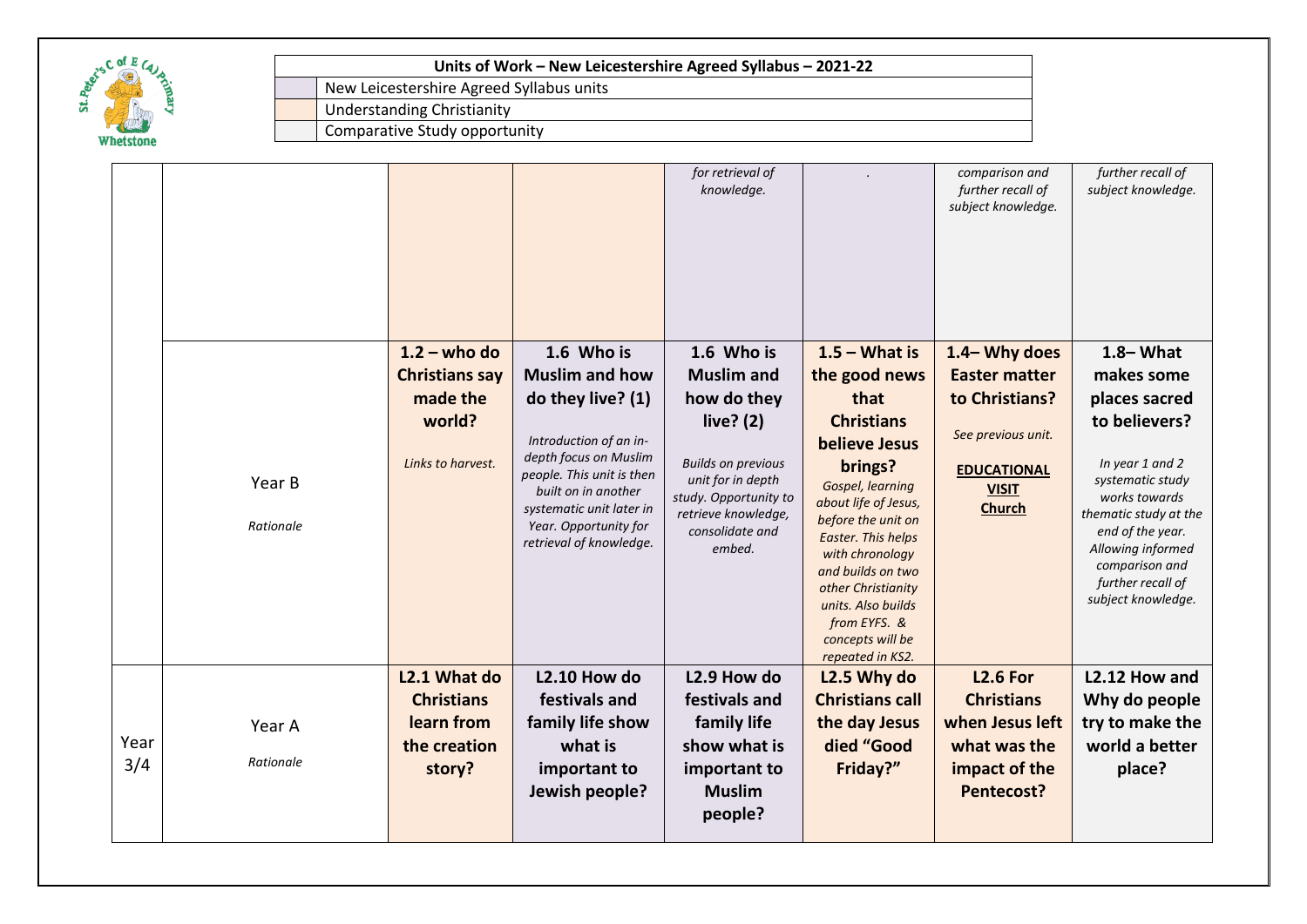**Units of Work – New Leicestershire Agreed Syllabus – 2021-22**

| Key | |
|---|---|
| | New Leicestershire Agreed Syllabus units |
| | Understanding Christianity |
| | Comparative Study opportunity |

| | | | | | | | |
|---|---|---|---|---|---|---|---|
| | | | | *for retrieval of knowledge.* | . | *comparison and further recall of subject knowledge.* | *further recall of subject knowledge.* |
| | Year B<br><br>*Rationale* | **1.2 – who do Christians say made the world?**<br><br>*Links to harvest.* | **1.6 Who is Muslim and how do they live? (1)**<br><br>*Introduction of an in-depth focus on Muslim people. This unit is then built on in another systematic unit later in Year. Opportunity for retrieval of knowledge.* | **1.6 Who is Muslim and how do they live? (2)**<br><br>*Builds on previous unit for in depth study. Opportunity to retrieve knowledge, consolidate and embed.* | **1.5 – What is the good news that Christians believe Jesus brings?**<br>*Gospel, learning about life of Jesus, before the unit on Easter. This helps with chronology and builds on two other Christianity units. Also builds from EYFS. & concepts will be repeated in KS2.* | **1.4– Why does Easter matter to Christians?**<br><br>*See previous unit.*<br><br>**EDUCATIONAL VISIT Church** | **1.8– What makes some places sacred to believers?**<br><br>*In year 1 and 2 systematic study works towards thematic study at the end of the year. Allowing informed comparison and further recall of subject knowledge.* |
| Year 3/4 | Year A<br><br>*Rationale* | **L2.1 What do Christians learn from the creation story?** | **L2.10 How do festivals and family life show what is important to Jewish people?** | **L2.9 How do festivals and family life show what is important to Muslim people?** | **L2.5 Why do Christians call the day Jesus died "Good Friday?"** | **L2.6 For Christians when Jesus left what was the impact of the Pentecost?** | **L2.12 How and Why do people try to make the world a better place?** |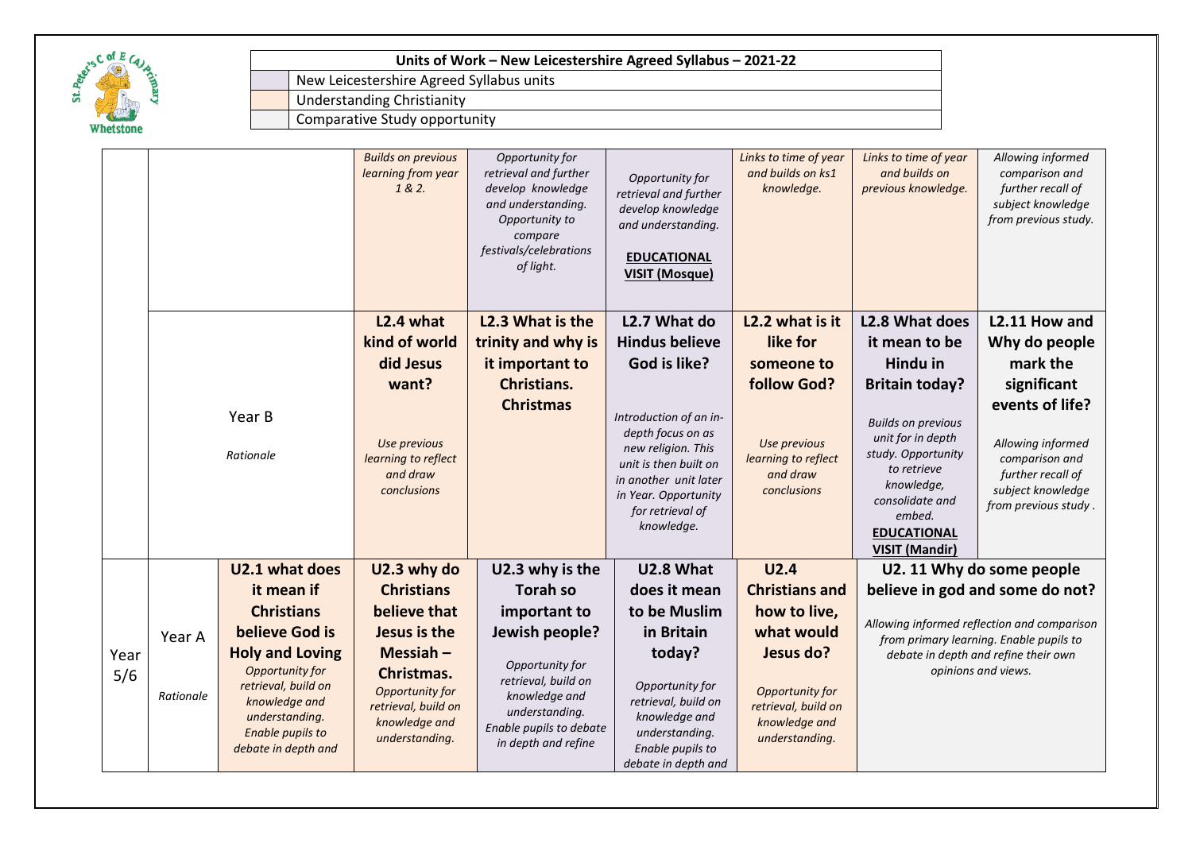**Units of Work – New Leicestershire Agreed Syllabus – 2021-22**

| | |
|---|---|
| | New Leicestershire Agreed Syllabus units |
| | Understanding Christianity |
| | Comparative Study opportunity |

| | | | | | | | | |
|---|---|---|---|---|---|---|---|---|
| | | | *Builds on previous learning from year 1 & 2.* | *Opportunity for retrieval and further develop knowledge and understanding. Opportunity to compare festivals/celebrations of light.* | *Opportunity for retrieval and further develop knowledge and understanding.* **EDUCATIONAL VISIT (Mosque)** | *Links to time of year and builds on ks1 knowledge.* | *Links to time of year and builds on previous knowledge.* | *Allowing informed comparison and further recall of subject knowledge from previous study.* |
| | Year B *Rationale* | | **L2.4 what kind of world did Jesus want?** *Use previous learning to reflect and draw conclusions* | **L2.3 What is the trinity and why is it important to Christians. Christmas** | **L2.7 What do Hindus believe God is like?** *Introduction of an in-depth focus on as new religion. This unit is then built on in another unit later in Year. Opportunity for retrieval of knowledge.* | **L2.2 what is it like for someone to follow God?** *Use previous learning to reflect and draw conclusions* | **L2.8 What does it mean to be Hindu in Britain today?** *Builds on previous unit for in depth study. Opportunity to retrieve knowledge, consolidate and embed.* **EDUCATIONAL VISIT (Mandir)** | **L2.11 How and Why do people mark the significant events of life?** *Allowing informed comparison and further recall of subject knowledge from previous study .* |
| Year 5/6 | Year A *Rationale* | **U2.1 what does it mean if Christians believe God is Holy and Loving** *Opportunity for retrieval, build on knowledge and understanding. Enable pupils to debate in depth and* | **U2.3 why do Christians believe that Jesus is the Messiah – Christmas.** *Opportunity for retrieval, build on knowledge and understanding.* | **U2.3 why is the Torah so important to Jewish people?** *Opportunity for retrieval, build on knowledge and understanding. Enable pupils to debate in depth and refine* | **U2.8 What does it mean to be Muslim in Britain today?** *Opportunity for retrieval, build on knowledge and understanding. Enable pupils to debate in depth and* | **U2.4 Christians and how to live, what would Jesus do?** *Opportunity for retrieval, build on knowledge and understanding.* | **U2. 11 Why do some people believe in god and some do not?** *Allowing informed reflection and comparison from primary learning. Enable pupils to debate in depth and refine their own opinions and views.* | |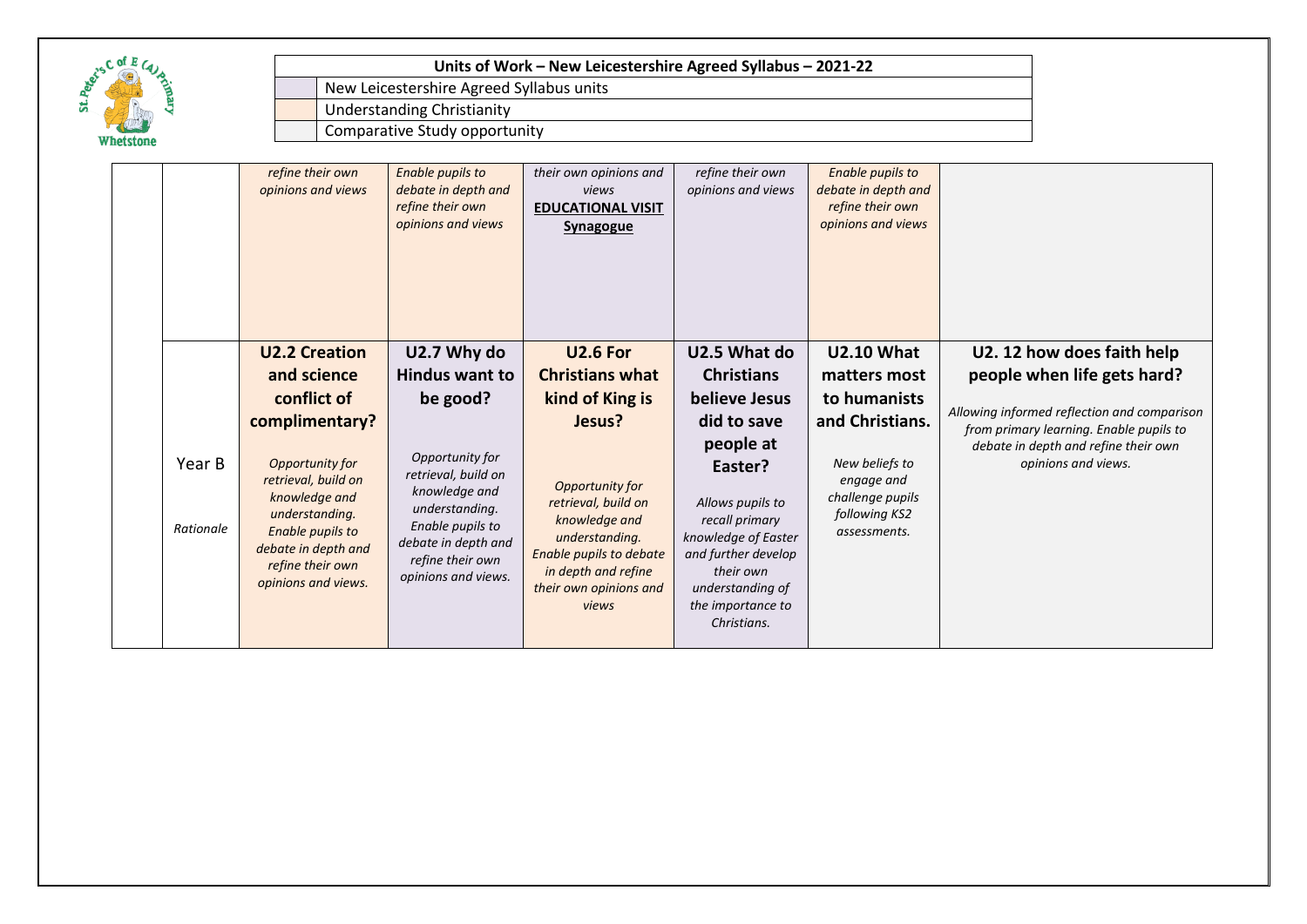**Units of Work – New Leicestershire Agreed Syllabus – 2021-22**

| | |
|---|---|
| | New Leicestershire Agreed Syllabus units |
| | Understanding Christianity |
| | Comparative Study opportunity |

| | | | | | | | |
|---|---|---|---|---|---|---|---|
| | | *refine their own opinions and views* | *Enable pupils to debate in depth and refine their own opinions and views* | *their own opinions and views* **EDUCATIONAL VISIT Synagogue** | *refine their own opinions and views* | *Enable pupils to debate in depth and refine their own opinions and views* | |
| | Year B *Rationale* | **U2.2 Creation and science conflict of complimentary?** *Opportunity for retrieval, build on knowledge and understanding. Enable pupils to debate in depth and refine their own opinions and views.* | **U2.7 Why do Hindus want to be good?** *Opportunity for retrieval, build on knowledge and understanding. Enable pupils to debate in depth and refine their own opinions and views.* | **U2.6 For Christians what kind of King is Jesus?** *Opportunity for retrieval, build on knowledge and understanding. Enable pupils to debate in depth and refine their own opinions and views* | **U2.5 What do Christians believe Jesus did to save people at Easter?** *Allows pupils to recall primary knowledge of Easter and further develop their own understanding of the importance to Christians.* | **U2.10 What matters most to humanists and Christians.** *New beliefs to engage and challenge pupils following KS2 assessments.* | **U2. 12 how does faith help people when life gets hard?** *Allowing informed reflection and comparison from primary learning. Enable pupils to debate in depth and refine their own opinions and views.* |